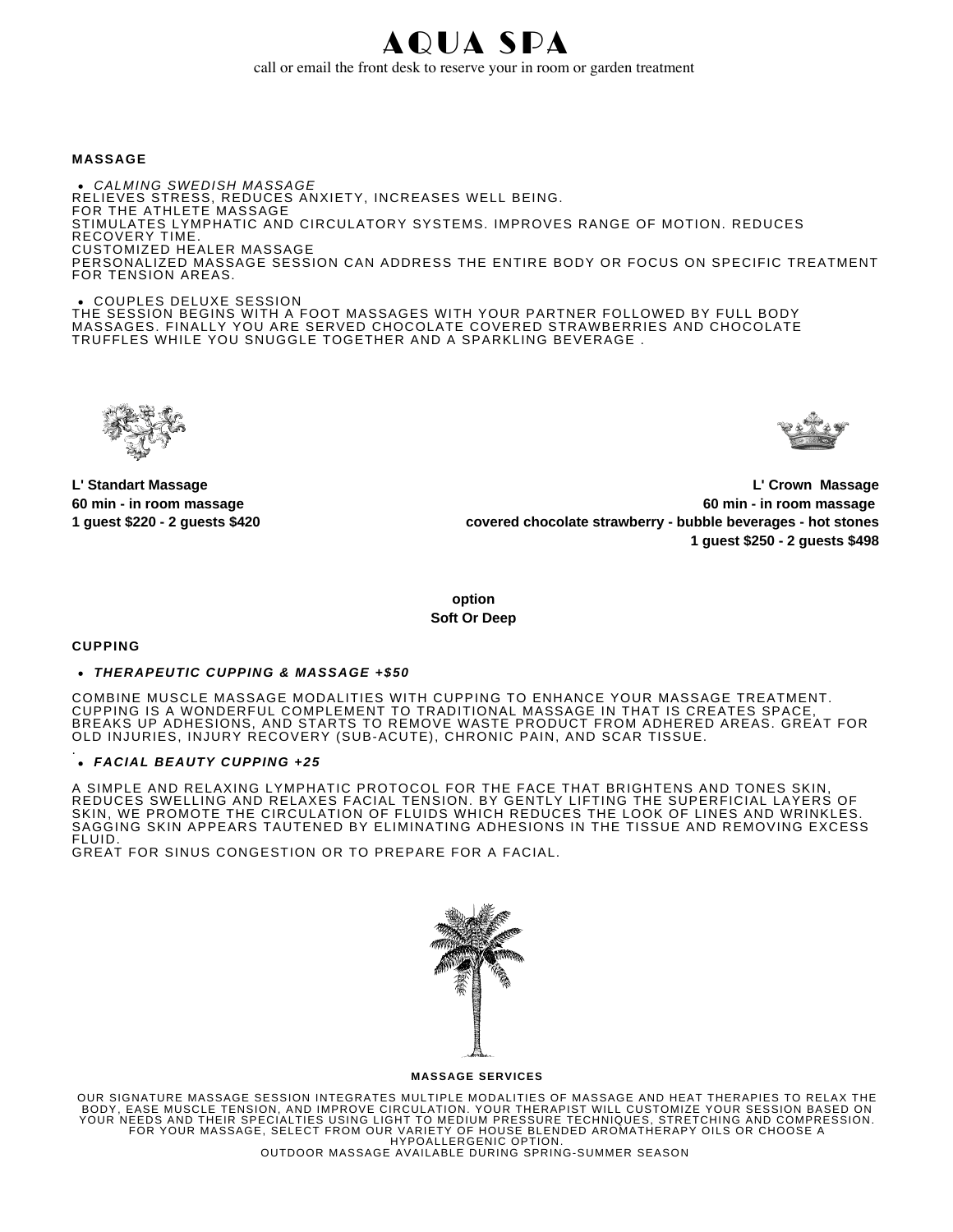# AQUA SPA

call or email the front desk to reserve your in room or garden treatment

### MASSAGE

- *CALMING SWEDISH MASSAGE*

RELIEVES STRESS, REDUCES ANXIETY, INCREASES WELL BEING.
FOR THE ATHLETE MASSAGE
STIMULATES LYMPHATIC AND CIRCULATORY SYSTEMS. IMPROVES RANGE OF MOTION. REDUCES RECOVERY TIME.
CUSTOMIZED HEALER MASSAGE
PERSONALIZED MASSAGE SESSION CAN ADDRESS THE ENTIRE BODY OR FOCUS ON SPECIFIC TREATMENT FOR TENSION AREAS.

- COUPLES DELUXE SESSION

THE SESSION BEGINS WITH A FOOT MASSAGES WITH YOUR PARTNER FOLLOWED BY FULL BODY MASSAGES. FINALLY YOU ARE SERVED CHOCOLATE COVERED STRAWBERRIES AND CHOCOLATE TRUFFLES WHILE YOU SNUGGLE TOGETHER AND A SPARKLING BEVERAGE .

**L' Standart Massage**
**60 min - in room massage**
**1 guest $220 - 2 guests $420**

**L' Crown Massage**
**60 min - in room massage**
**covered chocolate strawberry - bubble beverages - hot stones**
**1 guest $250 - 2 guests $498**

**option**
**Soft Or Deep**

### CUPPING

- ***THERAPEUTIC CUPPING & MASSAGE +$50***

COMBINE MUSCLE MASSAGE MODALITIES WITH CUPPING TO ENHANCE YOUR MASSAGE TREATMENT. CUPPING IS A WONDERFUL COMPLEMENT TO TRADITIONAL MASSAGE IN THAT IS CREATES SPACE, BREAKS UP ADHESIONS, AND STARTS TO REMOVE WASTE PRODUCT FROM ADHERED AREAS. GREAT FOR OLD INJURIES, INJURY RECOVERY (SUB-ACUTE), CHRONIC PAIN, AND SCAR TISSUE.

- ***FACIAL BEAUTY CUPPING +25***

A SIMPLE AND RELAXING LYMPHATIC PROTOCOL FOR THE FACE THAT BRIGHTENS AND TONES SKIN, REDUCES SWELLING AND RELAXES FACIAL TENSION. BY GENTLY LIFTING THE SUPERFICIAL LAYERS OF SKIN, WE PROMOTE THE CIRCULATION OF FLUIDS WHICH REDUCES THE LOOK OF LINES AND WRINKLES. SAGGING SKIN APPEARS TAUTENED BY ELIMINATING ADHESIONS IN THE TISSUE AND REMOVING EXCESS FLUID.
GREAT FOR SINUS CONGESTION OR TO PREPARE FOR A FACIAL.

**MASSAGE SERVICES**

OUR SIGNATURE MASSAGE SESSION INTEGRATES MULTIPLE MODALITIES OF MASSAGE AND HEAT THERAPIES TO RELAX THE BODY, EASE MUSCLE TENSION, AND IMPROVE CIRCULATION. YOUR THERAPIST WILL CUSTOMIZE YOUR SESSION BASED ON YOUR NEEDS AND THEIR SPECIALTIES USING LIGHT TO MEDIUM PRESSURE TECHNIQUES, STRETCHING AND COMPRESSION. FOR YOUR MASSAGE, SELECT FROM OUR VARIETY OF HOUSE BLENDED AROMATHERAPY OILS OR CHOOSE A HYPOALLERGENIC OPTION.
OUTDOOR MASSAGE AVAILABLE DURING SPRING-SUMMER SEASON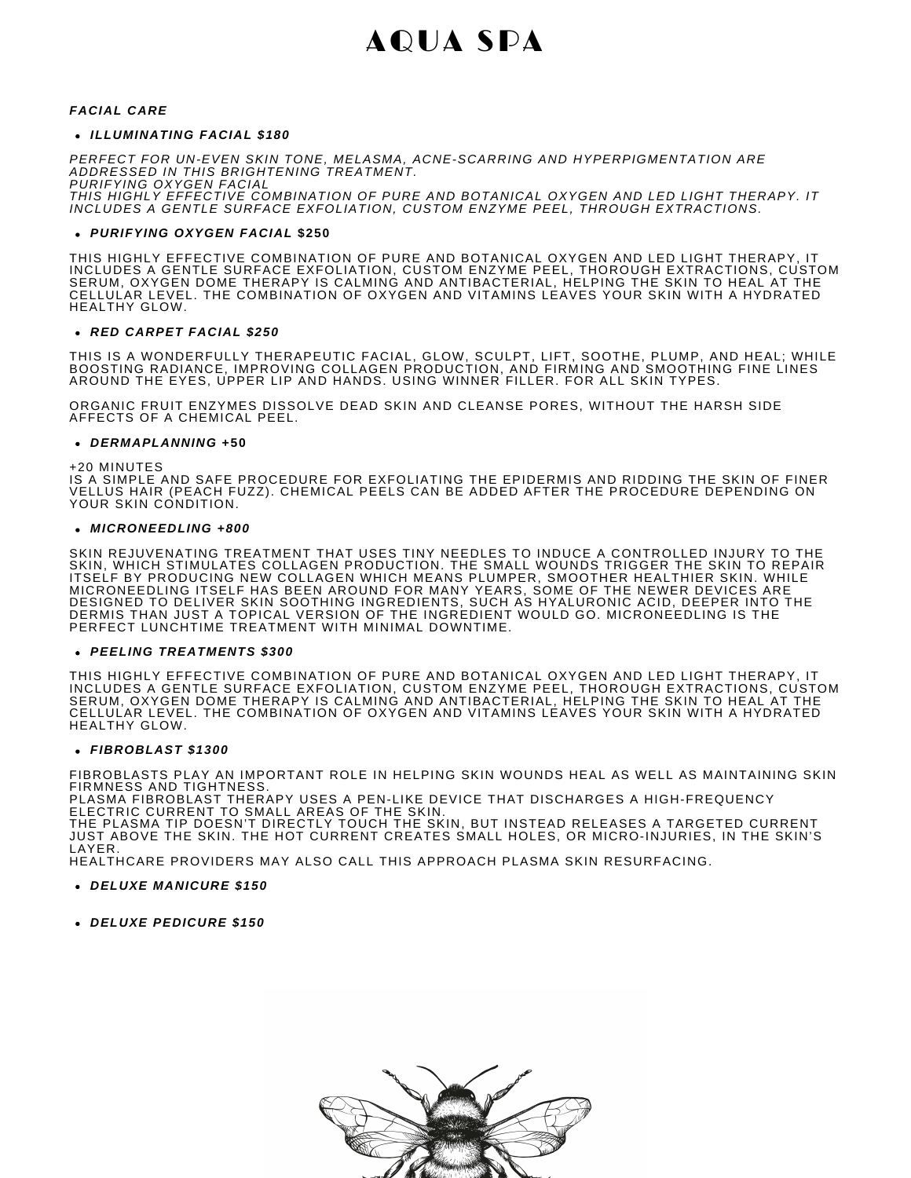# AQUA SPA

***FACIAL CARE***

- ***ILLUMINATING FACIAL $180***

*PERFECT FOR UN-EVEN SKIN TONE, MELASMA, ACNE-SCARRING AND HYPERPIGMENTATION ARE ADDRESSED IN THIS BRIGHTENING TREATMENT.*
*PURIFYING OXYGEN FACIAL*
*THIS HIGHLY EFFECTIVE COMBINATION OF PURE AND BOTANICAL OXYGEN AND LED LIGHT THERAPY. IT INCLUDES A GENTLE SURFACE EXFOLIATION, CUSTOM ENZYME PEEL, THROUGH EXTRACTIONS.*

- ***PURIFYING OXYGEN FACIAL* $250**

THIS HIGHLY EFFECTIVE COMBINATION OF PURE AND BOTANICAL OXYGEN AND LED LIGHT THERAPY, IT INCLUDES A GENTLE SURFACE EXFOLIATION, CUSTOM ENZYME PEEL, THOROUGH EXTRACTIONS, CUSTOM SERUM, OXYGEN DOME THERAPY IS CALMING AND ANTIBACTERIAL, HELPING THE SKIN TO HEAL AT THE CELLULAR LEVEL. THE COMBINATION OF OXYGEN AND VITAMINS LEAVES YOUR SKIN WITH A HYDRATED HEALTHY GLOW.

- ***RED CARPET FACIAL $250***

THIS IS A WONDERFULLY THERAPEUTIC FACIAL, GLOW, SCULPT, LIFT, SOOTHE, PLUMP, AND HEAL; WHILE BOOSTING RADIANCE, IMPROVING COLLAGEN PRODUCTION, AND FIRMING AND SMOOTHING FINE LINES AROUND THE EYES, UPPER LIP AND HANDS. USING WINNER FILLER. FOR ALL SKIN TYPES.

ORGANIC FRUIT ENZYMES DISSOLVE DEAD SKIN AND CLEANSE PORES, WITHOUT THE HARSH SIDE AFFECTS OF A CHEMICAL PEEL.

- ***DERMAPLANNING* +50**

+20 MINUTES
IS A SIMPLE AND SAFE PROCEDURE FOR EXFOLIATING THE EPIDERMIS AND RIDDING THE SKIN OF FINER VELLUS HAIR (PEACH FUZZ). CHEMICAL PEELS CAN BE ADDED AFTER THE PROCEDURE DEPENDING ON YOUR SKIN CONDITION.

- ***MICRONEEDLING +800***

SKIN REJUVENATING TREATMENT THAT USES TINY NEEDLES TO INDUCE A CONTROLLED INJURY TO THE SKIN, WHICH STIMULATES COLLAGEN PRODUCTION. THE SMALL WOUNDS TRIGGER THE SKIN TO REPAIR ITSELF BY PRODUCING NEW COLLAGEN WHICH MEANS PLUMPER, SMOOTHER HEALTHIER SKIN. WHILE MICRONEEDLING ITSELF HAS BEEN AROUND FOR MANY YEARS, SOME OF THE NEWER DEVICES ARE DESIGNED TO DELIVER SKIN SOOTHING INGREDIENTS, SUCH AS HYALURONIC ACID, DEEPER INTO THE DERMIS THAN JUST A TOPICAL VERSION OF THE INGREDIENT WOULD GO. MICRONEEDLING IS THE PERFECT LUNCHTIME TREATMENT WITH MINIMAL DOWNTIME.

- ***PEELING TREATMENTS $300***

THIS HIGHLY EFFECTIVE COMBINATION OF PURE AND BOTANICAL OXYGEN AND LED LIGHT THERAPY, IT INCLUDES A GENTLE SURFACE EXFOLIATION, CUSTOM ENZYME PEEL, THOROUGH EXTRACTIONS, CUSTOM SERUM, OXYGEN DOME THERAPY IS CALMING AND ANTIBACTERIAL, HELPING THE SKIN TO HEAL AT THE CELLULAR LEVEL. THE COMBINATION OF OXYGEN AND VITAMINS LEAVES YOUR SKIN WITH A HYDRATED HEALTHY GLOW.

- ***FIBROBLAST $1300***

FIBROBLASTS PLAY AN IMPORTANT ROLE IN HELPING SKIN WOUNDS HEAL AS WELL AS MAINTAINING SKIN FIRMNESS AND TIGHTNESS.
PLASMA FIBROBLAST THERAPY USES A PEN-LIKE DEVICE THAT DISCHARGES A HIGH-FREQUENCY ELECTRIC CURRENT TO SMALL AREAS OF THE SKIN.
THE PLASMA TIP DOESN'T DIRECTLY TOUCH THE SKIN, BUT INSTEAD RELEASES A TARGETED CURRENT JUST ABOVE THE SKIN. THE HOT CURRENT CREATES SMALL HOLES, OR MICRO-INJURIES, IN THE SKIN'S LAYER.
HEALTHCARE PROVIDERS MAY ALSO CALL THIS APPROACH PLASMA SKIN RESURFACING.

- ***DELUXE MANICURE $150***

- ***DELUXE PEDICURE $150***